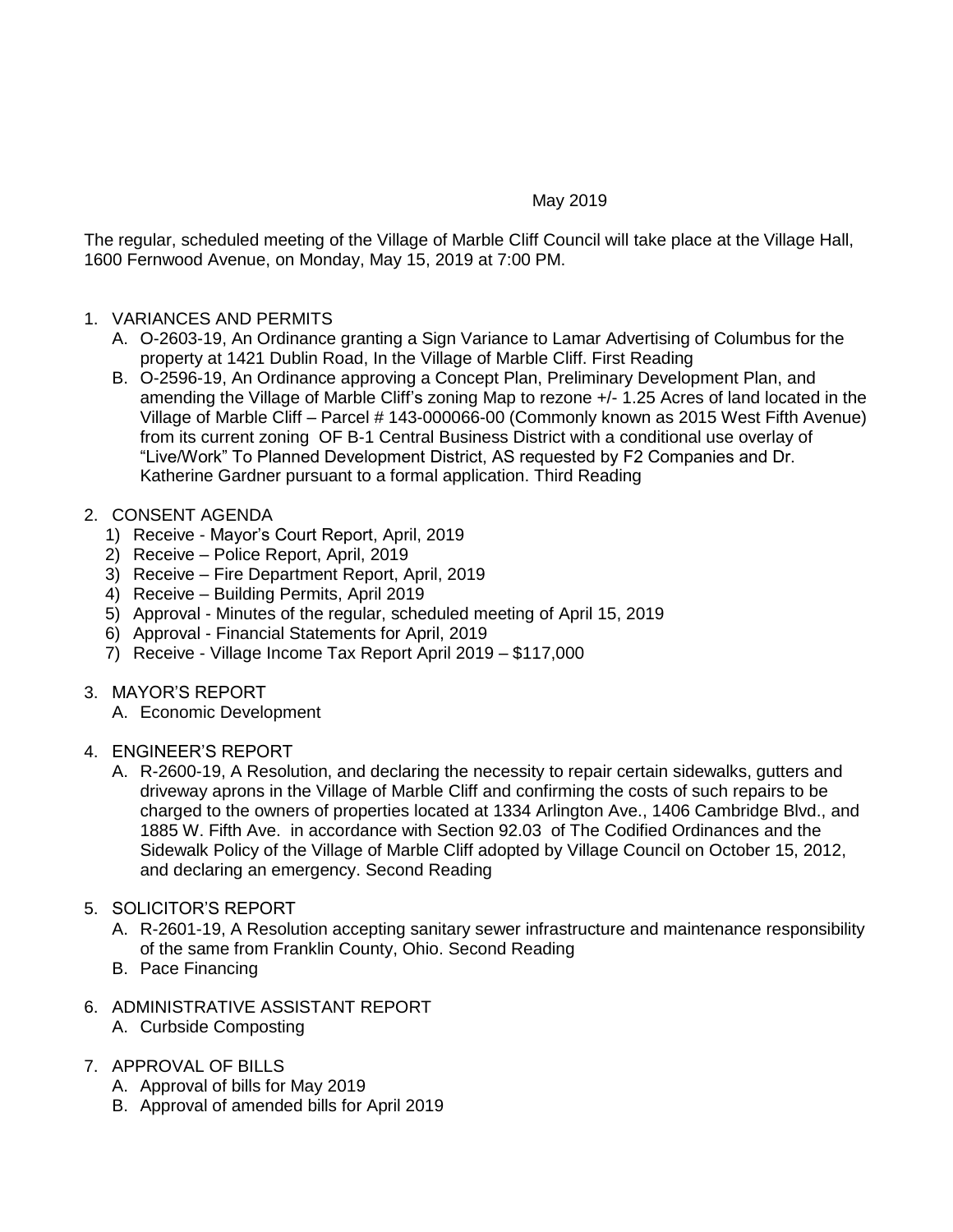May 2019

The regular, scheduled meeting of the Village of Marble Cliff Council will take place at the Village Hall, 1600 Fernwood Avenue, on Monday, May 15, 2019 at 7:00 PM.

1. VARIANCES AND PERMITS
   A. O-2603-19, An Ordinance granting a Sign Variance to Lamar Advertising of Columbus for the property at 1421 Dublin Road, In the Village of Marble Cliff. First Reading
   B. O-2596-19, An Ordinance approving a Concept Plan, Preliminary Development Plan, and amending the Village of Marble Cliff's zoning Map to rezone +/- 1.25 Acres of land located in the Village of Marble Cliff – Parcel # 143-000066-00 (Commonly known as 2015 West Fifth Avenue) from its current zoning OF B-1 Central Business District with a conditional use overlay of "Live/Work" To Planned Development District, AS requested by F2 Companies and Dr. Katherine Gardner pursuant to a formal application. Third Reading

2. CONSENT AGENDA
   1) Receive - Mayor's Court Report, April, 2019
   2) Receive – Police Report, April, 2019
   3) Receive – Fire Department Report, April, 2019
   4) Receive – Building Permits, April 2019
   5) Approval - Minutes of the regular, scheduled meeting of April 15, 2019
   6) Approval - Financial Statements for April, 2019
   7) Receive - Village Income Tax Report April 2019 – $117,000

3. MAYOR'S REPORT
   A. Economic Development

4. ENGINEER'S REPORT
   A. R-2600-19, A Resolution, and declaring the necessity to repair certain sidewalks, gutters and driveway aprons in the Village of Marble Cliff and confirming the costs of such repairs to be charged to the owners of properties located at 1334 Arlington Ave., 1406 Cambridge Blvd., and 1885 W. Fifth Ave. in accordance with Section 92.03 of The Codified Ordinances and the Sidewalk Policy of the Village of Marble Cliff adopted by Village Council on October 15, 2012, and declaring an emergency. Second Reading

5. SOLICITOR'S REPORT
   A. R-2601-19, A Resolution accepting sanitary sewer infrastructure and maintenance responsibility of the same from Franklin County, Ohio. Second Reading
   B. Pace Financing

6. ADMINISTRATIVE ASSISTANT REPORT
   A. Curbside Composting

7. APPROVAL OF BILLS
   A. Approval of bills for May 2019
   B. Approval of amended bills for April 2019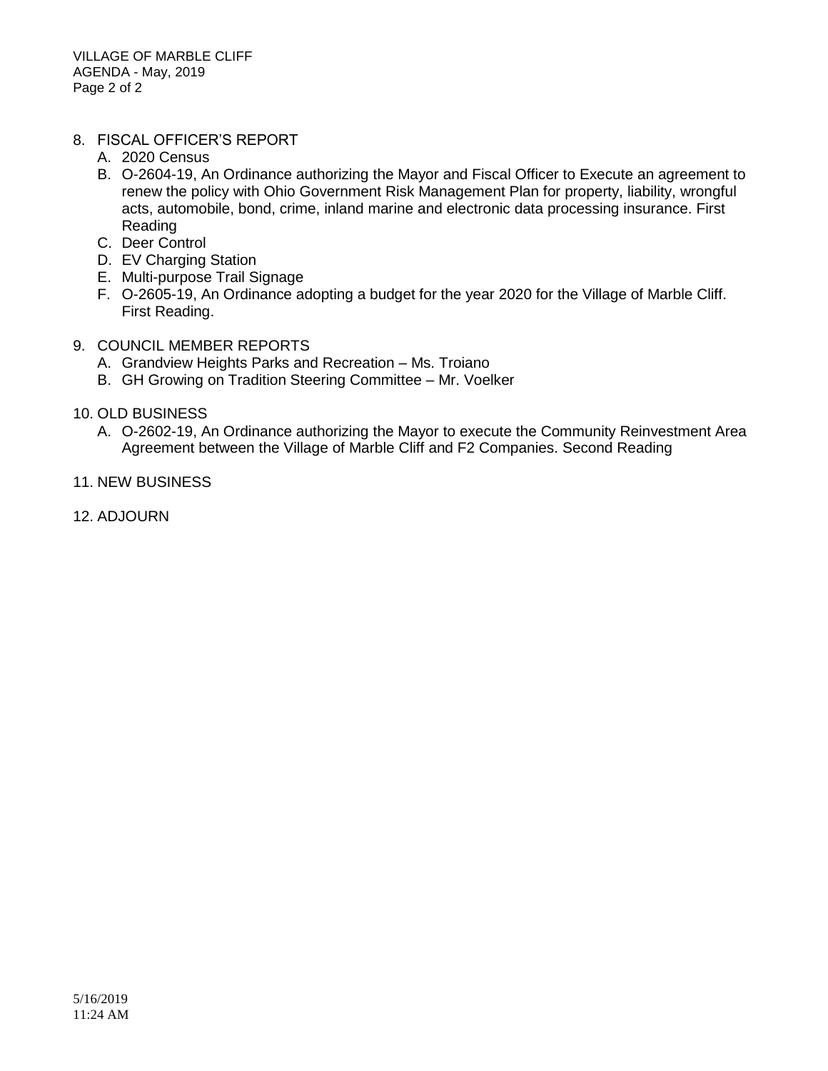8. FISCAL OFFICER'S REPORT
   A. 2020 Census
   B. O-2604-19, An Ordinance authorizing the Mayor and Fiscal Officer to Execute an agreement to renew the policy with Ohio Government Risk Management Plan for property, liability, wrongful acts, automobile, bond, crime, inland marine and electronic data processing insurance. First Reading
   C. Deer Control
   D. EV Charging Station
   E. Multi-purpose Trail Signage
   F. O-2605-19, An Ordinance adopting a budget for the year 2020 for the Village of Marble Cliff. First Reading.

9. COUNCIL MEMBER REPORTS
   A. Grandview Heights Parks and Recreation – Ms. Troiano
   B. GH Growing on Tradition Steering Committee – Mr. Voelker

10. OLD BUSINESS
    A. O-2602-19, An Ordinance authorizing the Mayor to execute the Community Reinvestment Area Agreement between the Village of Marble Cliff and F2 Companies. Second Reading

11. NEW BUSINESS

12. ADJOURN

5/16/2019
11:24 AM